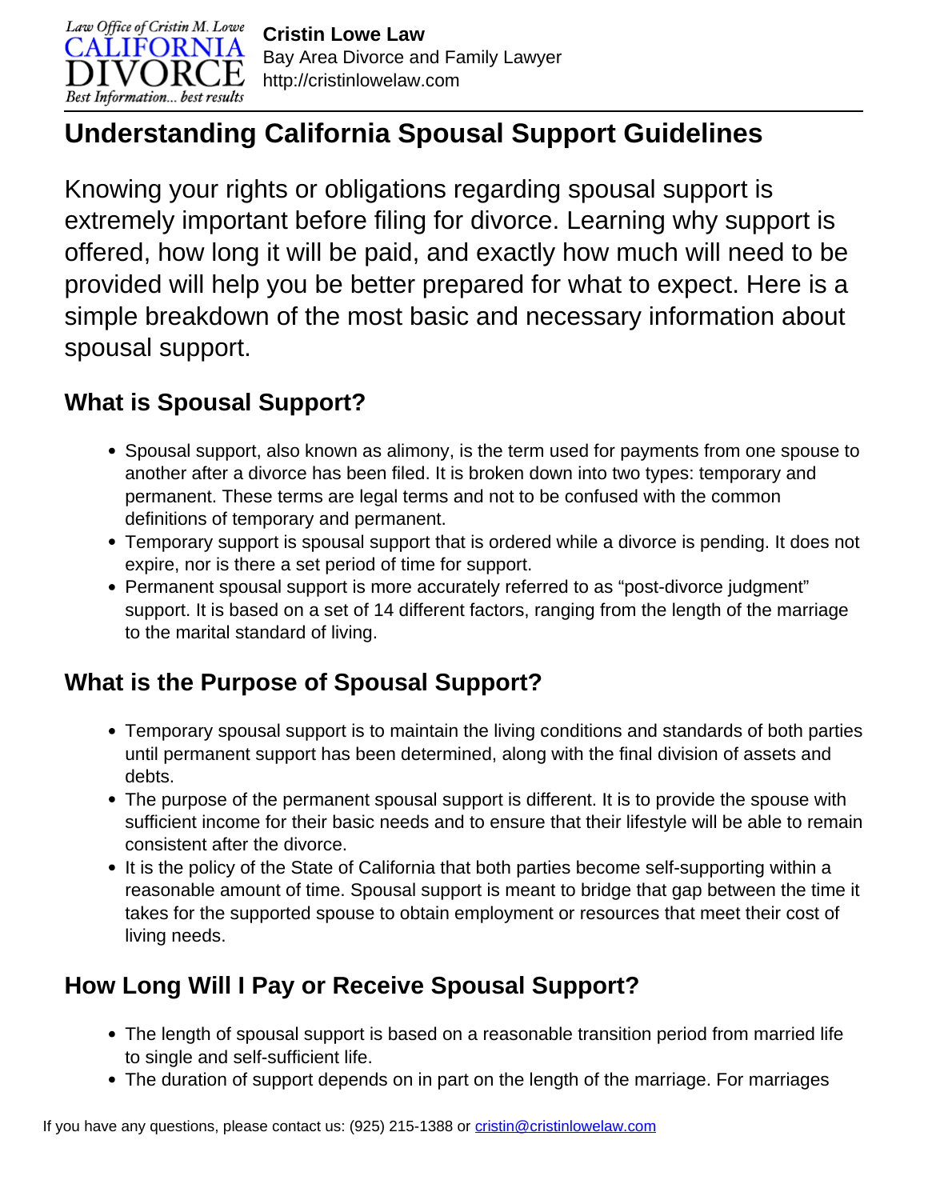**Cristin Lowe Law**
Bay Area Divorce and Family Lawyer
http://cristinlowelaw.com

# Understanding California Spousal Support Guidelines

Knowing your rights or obligations regarding spousal support is extremely important before filing for divorce. Learning why support is offered, how long it will be paid, and exactly how much will need to be provided will help you be better prepared for what to expect. Here is a simple breakdown of the most basic and necessary information about spousal support.

## What is Spousal Support?

- Spousal support, also known as alimony, is the term used for payments from one spouse to another after a divorce has been filed. It is broken down into two types: temporary and permanent. These terms are legal terms and not to be confused with the common definitions of temporary and permanent.
- Temporary support is spousal support that is ordered while a divorce is pending. It does not expire, nor is there a set period of time for support.
- Permanent spousal support is more accurately referred to as "post-divorce judgment" support. It is based on a set of 14 different factors, ranging from the length of the marriage to the marital standard of living.

## What is the Purpose of Spousal Support?

- Temporary spousal support is to maintain the living conditions and standards of both parties until permanent support has been determined, along with the final division of assets and debts.
- The purpose of the permanent spousal support is different. It is to provide the spouse with sufficient income for their basic needs and to ensure that their lifestyle will be able to remain consistent after the divorce.
- It is the policy of the State of California that both parties become self-supporting within a reasonable amount of time. Spousal support is meant to bridge that gap between the time it takes for the supported spouse to obtain employment or resources that meet their cost of living needs.

## How Long Will I Pay or Receive Spousal Support?

- The length of spousal support is based on a reasonable transition period from married life to single and self-sufficient life.
- The duration of support depends on in part on the length of the marriage. For marriages

If you have any questions, please contact us: (925) 215-1388 or cristin@cristinlowelaw.com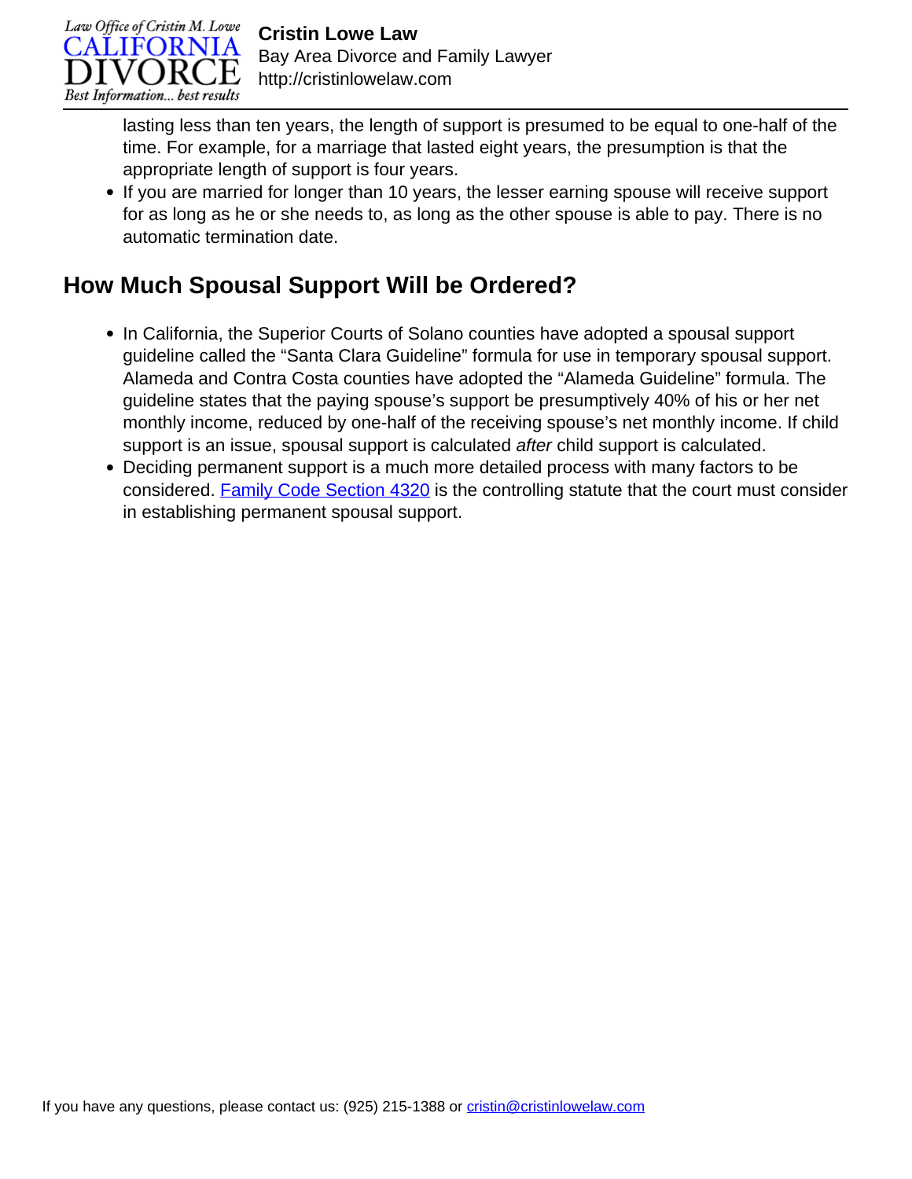lasting less than ten years, the length of support is presumed to be equal to one-half of the time. For example, for a marriage that lasted eight years, the presumption is that the appropriate length of support is four years.

- If you are married for longer than 10 years, the lesser earning spouse will receive support for as long as he or she needs to, as long as the other spouse is able to pay. There is no automatic termination date.

## How Much Spousal Support Will be Ordered?

- In California, the Superior Courts of Solano counties have adopted a spousal support guideline called the “Santa Clara Guideline” formula for use in temporary spousal support. Alameda and Contra Costa counties have adopted the “Alameda Guideline” formula. The guideline states that the paying spouse’s support be presumptively 40% of his or her net monthly income, reduced by one-half of the receiving spouse’s net monthly income. If child support is an issue, spousal support is calculated *after* child support is calculated.
- Deciding permanent support is a much more detailed process with many factors to be considered. [Family Code Section 4320] is the controlling statute that the court must consider in establishing permanent spousal support.

If you have any questions, please contact us: (925) 215-1388 or cristin@cristinlowelaw.com